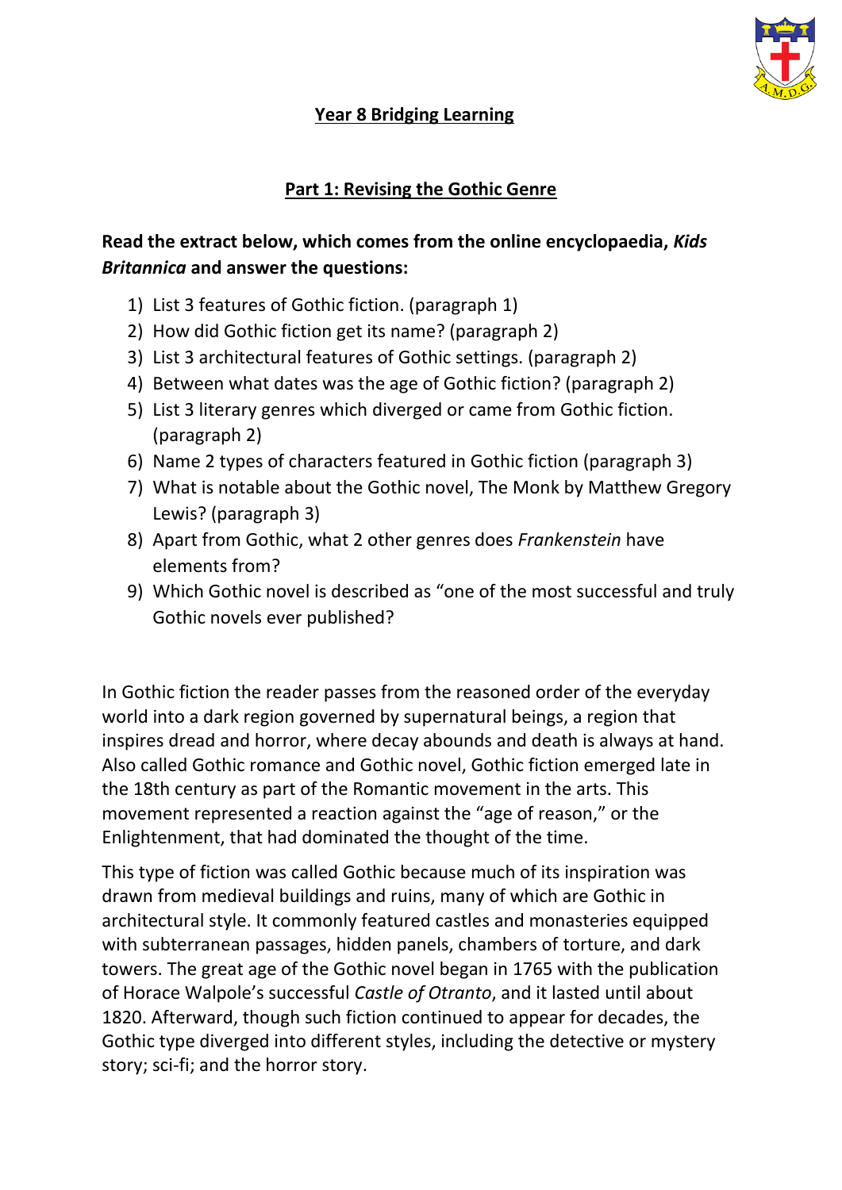## Year 8 Bridging Learning

### Part 1: Revising the Gothic Genre

**Read the extract below, which comes from the online encyclopaedia, *Kids Britannica* and answer the questions:**

1) List 3 features of Gothic fiction. (paragraph 1)
2) How did Gothic fiction get its name? (paragraph 2)
3) List 3 architectural features of Gothic settings. (paragraph 2)
4) Between what dates was the age of Gothic fiction? (paragraph 2)
5) List 3 literary genres which diverged or came from Gothic fiction. (paragraph 2)
6) Name 2 types of characters featured in Gothic fiction (paragraph 3)
7) What is notable about the Gothic novel, The Monk by Matthew Gregory Lewis? (paragraph 3)
8) Apart from Gothic, what 2 other genres does *Frankenstein* have elements from?
9) Which Gothic novel is described as "one of the most successful and truly Gothic novels ever published?

In Gothic fiction the reader passes from the reasoned order of the everyday world into a dark region governed by supernatural beings, a region that inspires dread and horror, where decay abounds and death is always at hand. Also called Gothic romance and Gothic novel, Gothic fiction emerged late in the 18th century as part of the Romantic movement in the arts. This movement represented a reaction against the "age of reason," or the Enlightenment, that had dominated the thought of the time.

This type of fiction was called Gothic because much of its inspiration was drawn from medieval buildings and ruins, many of which are Gothic in architectural style. It commonly featured castles and monasteries equipped with subterranean passages, hidden panels, chambers of torture, and dark towers. The great age of the Gothic novel began in 1765 with the publication of Horace Walpole's successful *Castle of Otranto*, and it lasted until about 1820. Afterward, though such fiction continued to appear for decades, the Gothic type diverged into different styles, including the detective or mystery story; sci-fi; and the horror story.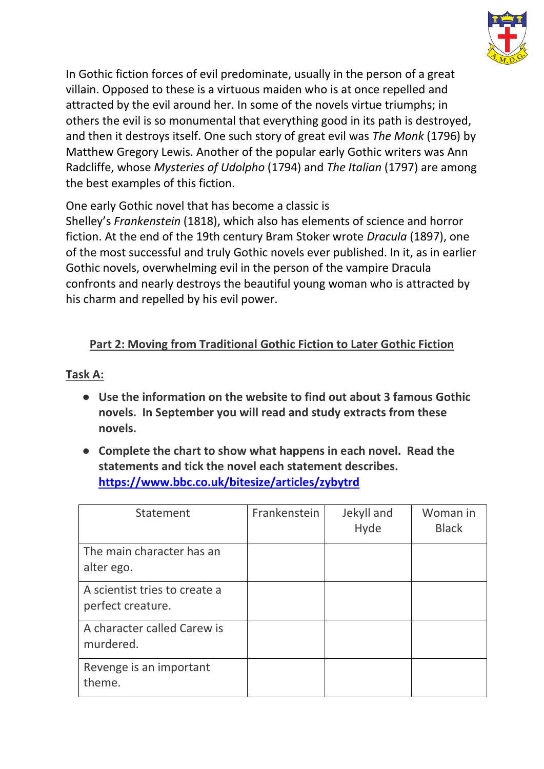In Gothic fiction forces of evil predominate, usually in the person of a great villain. Opposed to these is a virtuous maiden who is at once repelled and attracted by the evil around her. In some of the novels virtue triumphs; in others the evil is so monumental that everything good in its path is destroyed, and then it destroys itself. One such story of great evil was *The Monk* (1796) by Matthew Gregory Lewis. Another of the popular early Gothic writers was Ann Radcliffe, whose *Mysteries of Udolpho* (1794) and *The Italian* (1797) are among the best examples of this fiction.

One early Gothic novel that has become a classic is Shelley's *Frankenstein* (1818), which also has elements of science and horror fiction. At the end of the 19th century Bram Stoker wrote *Dracula* (1897), one of the most successful and truly Gothic novels ever published. In it, as in earlier Gothic novels, overwhelming evil in the person of the vampire Dracula confronts and nearly destroys the beautiful young woman who is attracted by his charm and repelled by his evil power.

## Part 2: Moving from Traditional Gothic Fiction to Later Gothic Fiction

**Task A:**

- **Use the information on the website to find out about 3 famous Gothic novels. In September you will read and study extracts from these novels.**
- **Complete the chart to show what happens in each novel. Read the statements and tick the novel each statement describes.** **https://www.bbc.co.uk/bitesize/articles/zybytrd**

| Statement | Frankenstein | Jekyll and Hyde | Woman in Black |
|---|---|---|---|
| The main character has an alter ego. | | | |
| A scientist tries to create a perfect creature. | | | |
| A character called Carew is murdered. | | | |
| Revenge is an important theme. | | | |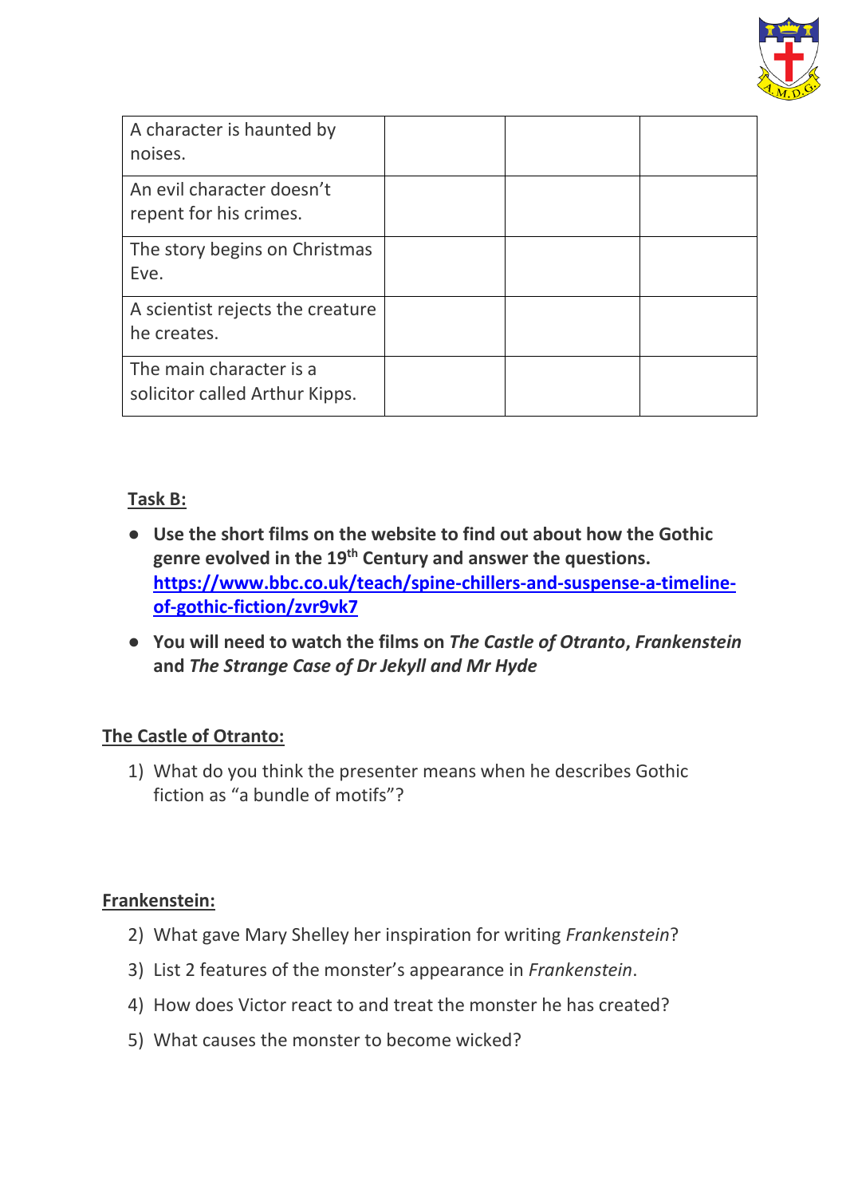| A character is haunted by noises. | | | |
|---|---|---|---|
| An evil character doesn't repent for his crimes. | | | |
| The story begins on Christmas Eve. | | | |
| A scientist rejects the creature he creates. | | | |
| The main character is a solicitor called Arthur Kipps. | | | |

**Task B:**

- **Use the short films on the website to find out about how the Gothic genre evolved in the 19th Century and answer the questions.** [https://www.bbc.co.uk/teach/spine-chillers-and-suspense-a-timeline-of-gothic-fiction/zvr9vk7](https://www.bbc.co.uk/teach/spine-chillers-and-suspense-a-timeline-of-gothic-fiction/zvr9vk7)
- **You will need to watch the films on *The Castle of Otranto*, *Frankenstein* and *The Strange Case of Dr Jekyll and Mr Hyde***

**The Castle of Otranto:**

1) What do you think the presenter means when he describes Gothic fiction as "a bundle of motifs"?

**Frankenstein:**

2) What gave Mary Shelley her inspiration for writing *Frankenstein*?
3) List 2 features of the monster's appearance in *Frankenstein*.
4) How does Victor react to and treat the monster he has created?
5) What causes the monster to become wicked?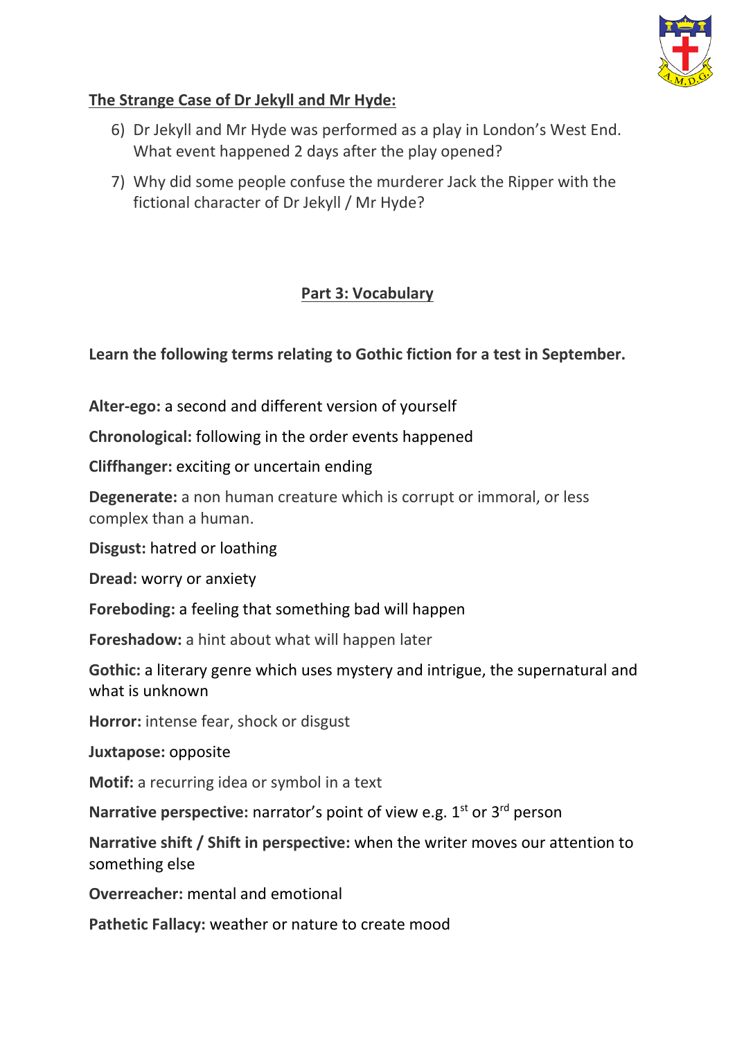**The Strange Case of Dr Jekyll and Mr Hyde:**

6) Dr Jekyll and Mr Hyde was performed as a play in London's West End. What event happened 2 days after the play opened?
7) Why did some people confuse the murderer Jack the Ripper with the fictional character of Dr Jekyll / Mr Hyde?

## Part 3: Vocabulary

**Learn the following terms relating to Gothic fiction for a test in September.**

**Alter-ego:** a second and different version of yourself

**Chronological:** following in the order events happened

**Cliffhanger:** exciting or uncertain ending

**Degenerate:** a non human creature which is corrupt or immoral, or less complex than a human.

**Disgust:** hatred or loathing

**Dread:** worry or anxiety

**Foreboding:** a feeling that something bad will happen

**Foreshadow:** a hint about what will happen later

**Gothic:** a literary genre which uses mystery and intrigue, the supernatural and what is unknown

**Horror:** intense fear, shock or disgust

**Juxtapose:** opposite

**Motif:** a recurring idea or symbol in a text

**Narrative perspective:** narrator's point of view e.g. 1st or 3rd person

**Narrative shift / Shift in perspective:** when the writer moves our attention to something else

**Overreacher:** mental and emotional

**Pathetic Fallacy:** weather or nature to create mood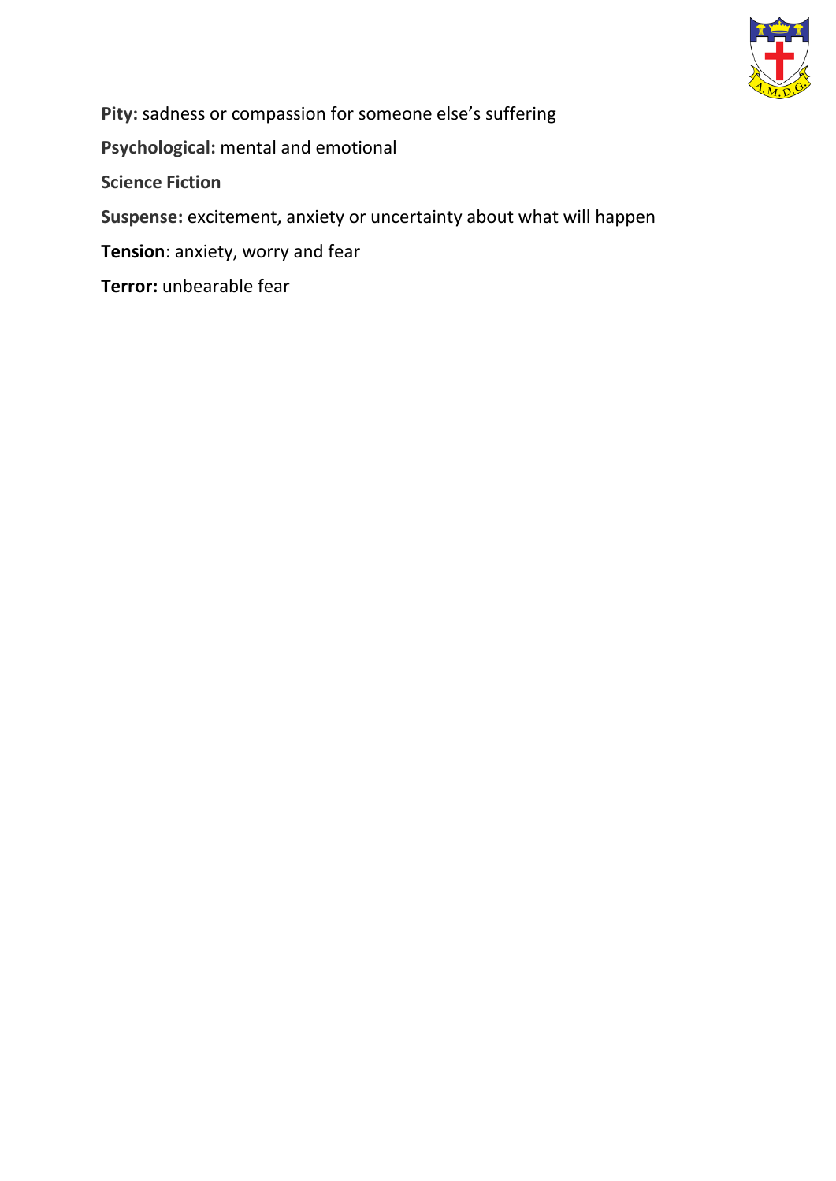**Pity:** sadness or compassion for someone else's suffering

**Psychological:** mental and emotional

**Science Fiction**

**Suspense:** excitement, anxiety or uncertainty about what will happen

**Tension**: anxiety, worry and fear

**Terror:** unbearable fear